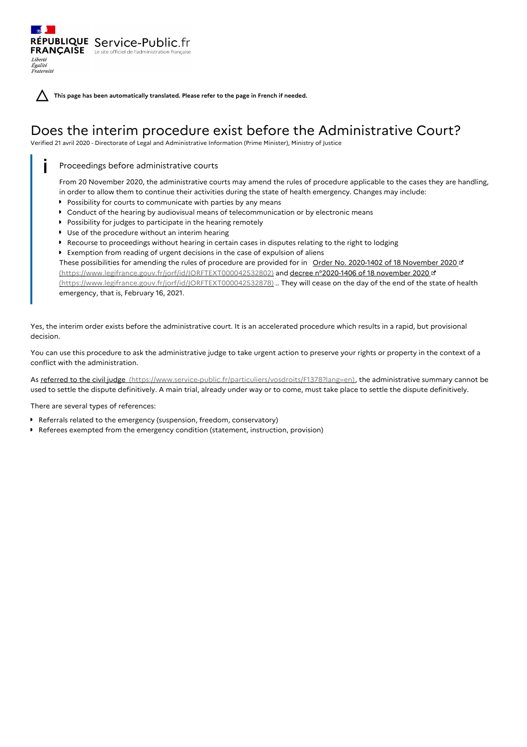RÉPUBLIQUE FRANÇAISE Service-Public.fr Le site officiel de l'administration française

Liberté
Égalité
Fraternité

**This page has been automatically translated. Please refer to the page in French if needed.**

# Does the interim procedure exist before the Administrative Court?

Verified 21 avril 2020 - Directorate of Legal and Administrative Information (Prime Minister), Ministry of Justice

> Proceedings before administrative courts
>
> From 20 November 2020, the administrative courts may amend the rules of procedure applicable to the cases they are handling, in order to allow them to continue their activities during the state of health emergency. Changes may include:
>
> - Possibility for courts to communicate with parties by any means
> - Conduct of the hearing by audiovisual means of telecommunication or by electronic means
> - Possibility for judges to participate in the hearing remotely
> - Use of the procedure without an interim hearing
> - Recourse to proceedings without hearing in certain cases in disputes relating to the right to lodging
> - Exemption from reading of urgent decisions in the case of expulsion of aliens
>
> These possibilities for amending the rules of procedure are provided for in Order No. 2020-1402 of 18 November 2020 (https://www.legifrance.gouv.fr/jorf/id/JORFTEXT000042532802) and decree n°2020-1406 of 18 november 2020 (https://www.legifrance.gouv.fr/jorf/id/JORFTEXT000042532878) .. They will cease on the day of the end of the state of health emergency, that is, February 16, 2021.

Yes, the interim order exists before the administrative court. It is an accelerated procedure which results in a rapid, but provisional decision.

You can use this procedure to ask the administrative judge to take urgent action to preserve your rights or property in the context of a conflict with the administration.

As referred to the civil judge (https://www.service-public.fr/particuliers/vosdroits/F1378?lang=en), the administrative summary cannot be used to settle the dispute definitively. A main trial, already under way or to come, must take place to settle the dispute definitively.

There are several types of references:

- Referrals related to the emergency (suspension, freedom, conservatory)
- Referees exempted from the emergency condition (statement, instruction, provision)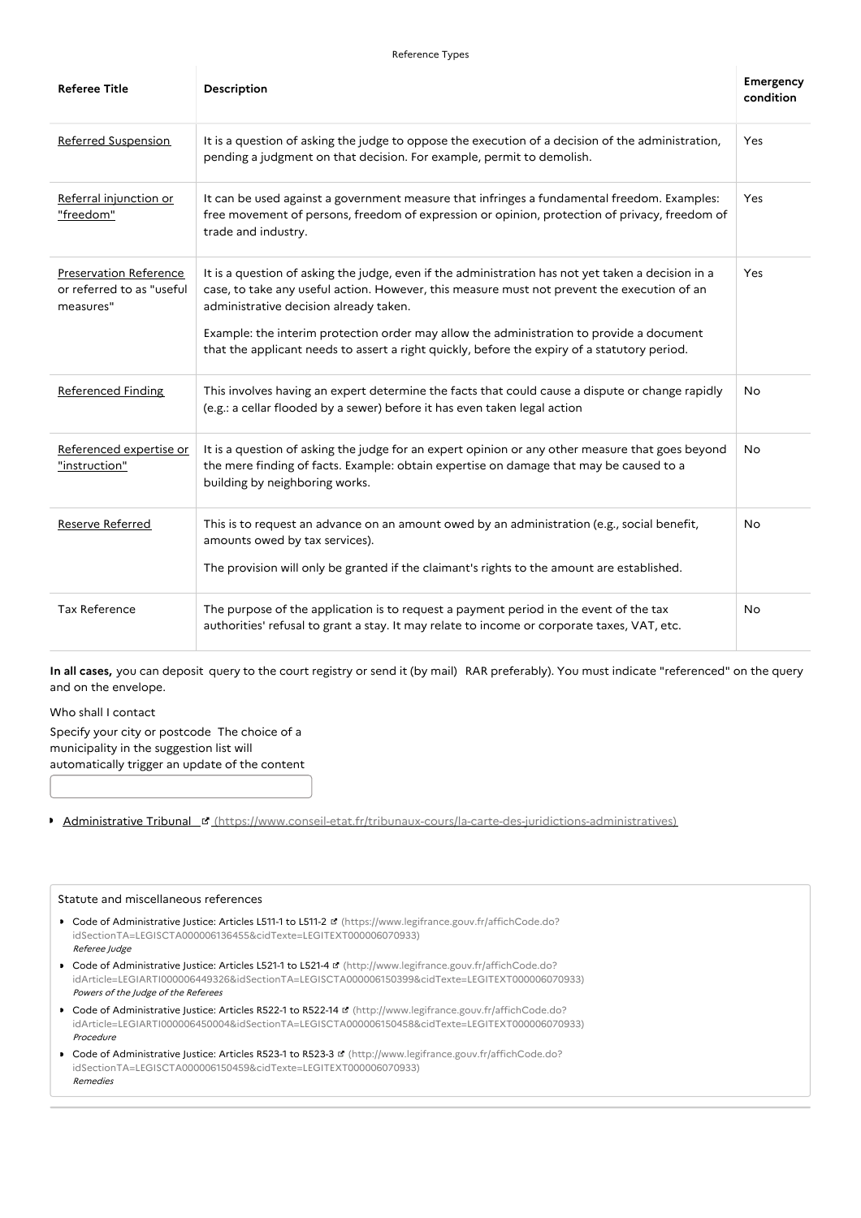Reference Types

| Referee Title | Description | Emergency condition |
| --- | --- | --- |
| Referred Suspension | It is a question of asking the judge to oppose the execution of a decision of the administration, pending a judgment on that decision. For example, permit to demolish. | Yes |
| Referral injunction or "freedom" | It can be used against a government measure that infringes a fundamental freedom. Examples: free movement of persons, freedom of expression or opinion, protection of privacy, freedom of trade and industry. | Yes |
| Preservation Reference or referred to as "useful measures" | It is a question of asking the judge, even if the administration has not yet taken a decision in a case, to take any useful action. However, this measure must not prevent the execution of an administrative decision already taken.<br><br>Example: the interim protection order may allow the administration to provide a document that the applicant needs to assert a right quickly, before the expiry of a statutory period. | Yes |
| Referenced Finding | This involves having an expert determine the facts that could cause a dispute or change rapidly (e.g.: a cellar flooded by a sewer) before it has even taken legal action | No |
| Referenced expertise or "instruction" | It is a question of asking the judge for an expert opinion or any other measure that goes beyond the mere finding of facts. Example: obtain expertise on damage that may be caused to a building by neighboring works. | No |
| Reserve Referred | This is to request an advance on an amount owed by an administration (e.g., social benefit, amounts owed by tax services).<br><br>The provision will only be granted if the claimant's rights to the amount are established. | No |
| Tax Reference | The purpose of the application is to request a payment period in the event of the tax authorities' refusal to grant a stay. It may relate to income or corporate taxes, VAT, etc. | No |

**In all cases,** you can deposit query to the court registry or send it (by mail) RAR preferably). You must indicate "referenced" on the query and on the envelope.

Who shall I contact

Specify your city or postcode The choice of a municipality in the suggestion list will automatically trigger an update of the content

- Administrative Tribunal (https://www.conseil-etat.fr/tribunaux-cours/la-carte-des-juridictions-administratives)

Statute and miscellaneous references

- Code of Administrative Justice: Articles L511-1 to L511-2 (https://www.legifrance.gouv.fr/affichCode.do?idSectionTA=LEGISCTA000006136455&cidTexte=LEGITEXT000006070933)
  *Referee Judge*
- Code of Administrative Justice: Articles L521-1 to L521-4 (http://www.legifrance.gouv.fr/affichCode.do?idArticle=LEGIARTI000006449326&idSectionTA=LEGISCTA000006150399&cidTexte=LEGITEXT000006070933)
  *Powers of the Judge of the Referees*
- Code of Administrative Justice: Articles R522-1 to R522-14 (http://www.legifrance.gouv.fr/affichCode.do?idArticle=LEGIARTI000006450004&idSectionTA=LEGISCTA000006150458&cidTexte=LEGITEXT000006070933)
  *Procedure*
- Code of Administrative Justice: Articles R523-1 to R523-3 (http://www.legifrance.gouv.fr/affichCode.do?idSectionTA=LEGISCTA000006150459&cidTexte=LEGITEXT000006070933)
  *Remedies*